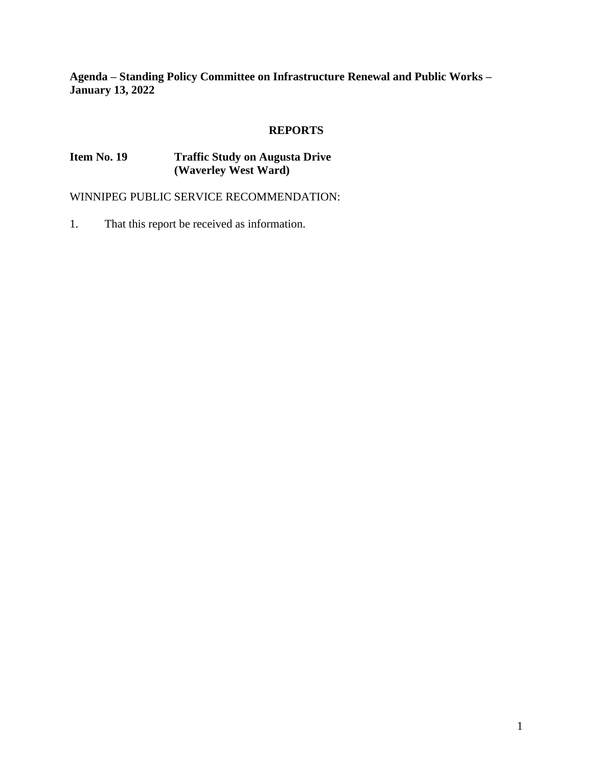**Agenda – Standing Policy Committee on Infrastructure Renewal and Public Works – January 13, 2022**

## REPORTS

**Item No. 19 Traffic Study on Augusta Drive (Waverley West Ward)**

WINNIPEG PUBLIC SERVICE RECOMMENDATION:

1. That this report be received as information.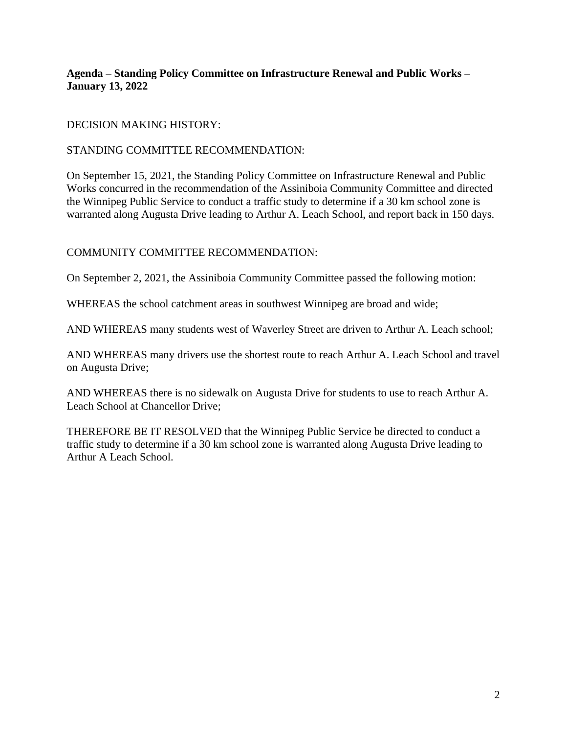**Agenda – Standing Policy Committee on Infrastructure Renewal and Public Works – January 13, 2022**

DECISION MAKING HISTORY:

STANDING COMMITTEE RECOMMENDATION:

On September 15, 2021, the Standing Policy Committee on Infrastructure Renewal and Public Works concurred in the recommendation of the Assiniboia Community Committee and directed the Winnipeg Public Service to conduct a traffic study to determine if a 30 km school zone is warranted along Augusta Drive leading to Arthur A. Leach School, and report back in 150 days.

COMMUNITY COMMITTEE RECOMMENDATION:

On September 2, 2021, the Assiniboia Community Committee passed the following motion:

WHEREAS the school catchment areas in southwest Winnipeg are broad and wide;

AND WHEREAS many students west of Waverley Street are driven to Arthur A. Leach school;

AND WHEREAS many drivers use the shortest route to reach Arthur A. Leach School and travel on Augusta Drive;

AND WHEREAS there is no sidewalk on Augusta Drive for students to use to reach Arthur A. Leach School at Chancellor Drive;

THEREFORE BE IT RESOLVED that the Winnipeg Public Service be directed to conduct a traffic study to determine if a 30 km school zone is warranted along Augusta Drive leading to Arthur A Leach School.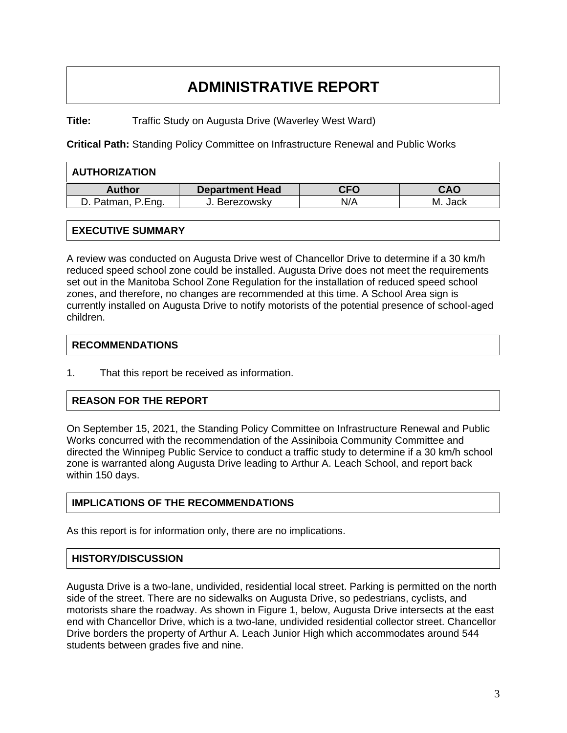# ADMINISTRATIVE REPORT

**Title:** Traffic Study on Augusta Drive (Waverley West Ward)

**Critical Path:** Standing Policy Committee on Infrastructure Renewal and Public Works

| AUTHORIZATION | | | |
|---|---|---|---|
| **Author** | **Department Head** | **CFO** | **CAO** |
| D. Patman, P.Eng. | J. Berezowsky | N/A | M. Jack |

## EXECUTIVE SUMMARY

A review was conducted on Augusta Drive west of Chancellor Drive to determine if a 30 km/h reduced speed school zone could be installed. Augusta Drive does not meet the requirements set out in the Manitoba School Zone Regulation for the installation of reduced speed school zones, and therefore, no changes are recommended at this time. A School Area sign is currently installed on Augusta Drive to notify motorists of the potential presence of school-aged children.

## RECOMMENDATIONS

1. That this report be received as information.

## REASON FOR THE REPORT

On September 15, 2021, the Standing Policy Committee on Infrastructure Renewal and Public Works concurred with the recommendation of the Assiniboia Community Committee and directed the Winnipeg Public Service to conduct a traffic study to determine if a 30 km/h school zone is warranted along Augusta Drive leading to Arthur A. Leach School, and report back within 150 days.

## IMPLICATIONS OF THE RECOMMENDATIONS

As this report is for information only, there are no implications.

## HISTORY/DISCUSSION

Augusta Drive is a two-lane, undivided, residential local street. Parking is permitted on the north side of the street. There are no sidewalks on Augusta Drive, so pedestrians, cyclists, and motorists share the roadway. As shown in Figure 1, below, Augusta Drive intersects at the east end with Chancellor Drive, which is a two-lane, undivided residential collector street. Chancellor Drive borders the property of Arthur A. Leach Junior High which accommodates around 544 students between grades five and nine.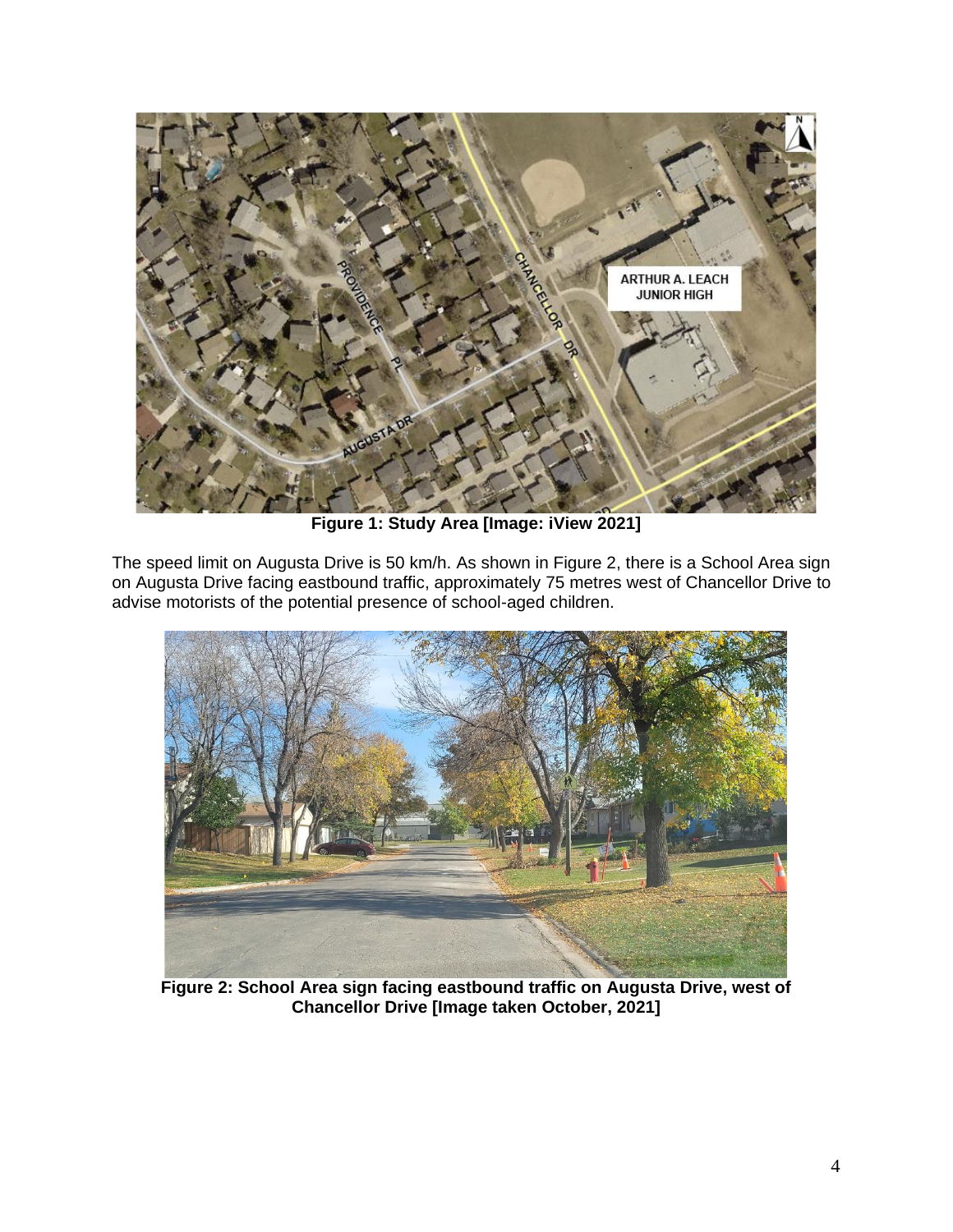**Figure 1: Study Area [Image: iView 2021]**

The speed limit on Augusta Drive is 50 km/h. As shown in Figure 2, there is a School Area sign on Augusta Drive facing eastbound traffic, approximately 75 metres west of Chancellor Drive to advise motorists of the potential presence of school-aged children.

**Figure 2: School Area sign facing eastbound traffic on Augusta Drive, west of Chancellor Drive [Image taken October, 2021]**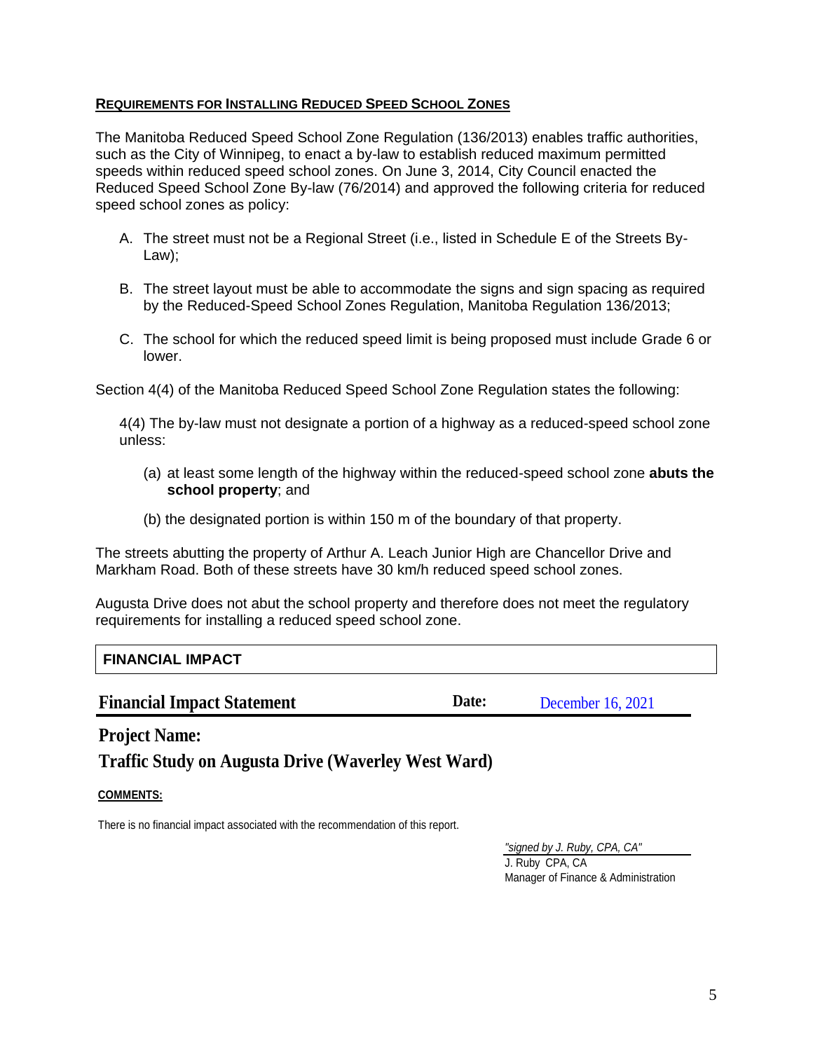## REQUIREMENTS FOR INSTALLING REDUCED SPEED SCHOOL ZONES

The Manitoba Reduced Speed School Zone Regulation (136/2013) enables traffic authorities, such as the City of Winnipeg, to enact a by-law to establish reduced maximum permitted speeds within reduced speed school zones. On June 3, 2014, City Council enacted the Reduced Speed School Zone By-law (76/2014) and approved the following criteria for reduced speed school zones as policy:

A. The street must not be a Regional Street (i.e., listed in Schedule E of the Streets By-Law);

B. The street layout must be able to accommodate the signs and sign spacing as required by the Reduced-Speed School Zones Regulation, Manitoba Regulation 136/2013;

C. The school for which the reduced speed limit is being proposed must include Grade 6 or lower.

Section 4(4) of the Manitoba Reduced Speed School Zone Regulation states the following:

> 4(4) The by-law must not designate a portion of a highway as a reduced-speed school zone unless:
>
> (a) at least some length of the highway within the reduced-speed school zone **abuts the school property**; and
>
> (b) the designated portion is within 150 m of the boundary of that property.

The streets abutting the property of Arthur A. Leach Junior High are Chancellor Drive and Markham Road. Both of these streets have 30 km/h reduced speed school zones.

Augusta Drive does not abut the school property and therefore does not meet the regulatory requirements for installing a reduced speed school zone.

## FINANCIAL IMPACT

**Financial Impact Statement** **Date:** December 16, 2021

**Project Name:**

**Traffic Study on Augusta Drive (Waverley West Ward)**

**COMMENTS:**

There is no financial impact associated with the recommendation of this report.

*"signed by J. Ruby, CPA, CA"*
J. Ruby CPA, CA
Manager of Finance & Administration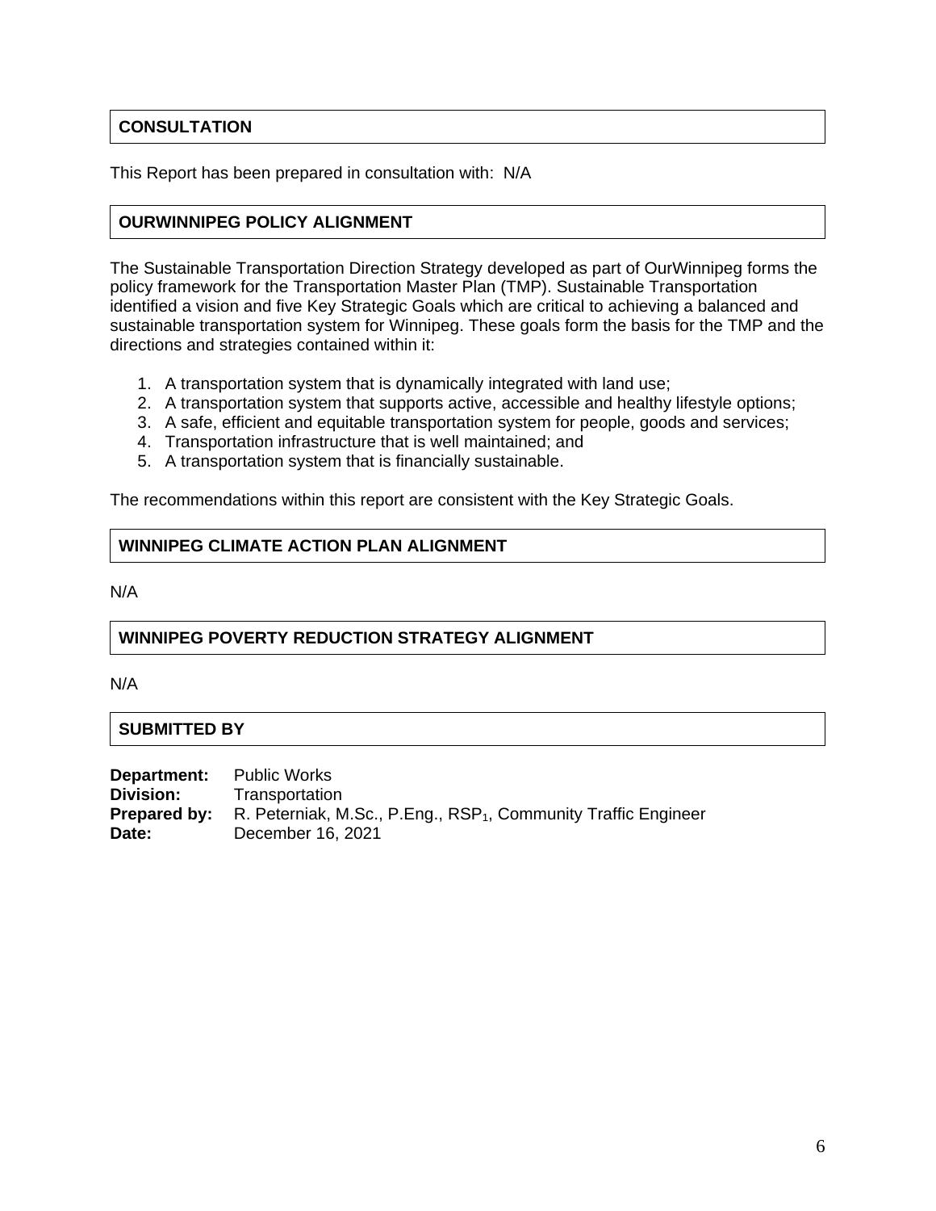## CONSULTATION

This Report has been prepared in consultation with: N/A

## OURWINNIPEG POLICY ALIGNMENT

The Sustainable Transportation Direction Strategy developed as part of OurWinnipeg forms the policy framework for the Transportation Master Plan (TMP). Sustainable Transportation identified a vision and five Key Strategic Goals which are critical to achieving a balanced and sustainable transportation system for Winnipeg. These goals form the basis for the TMP and the directions and strategies contained within it:

1. A transportation system that is dynamically integrated with land use;
2. A transportation system that supports active, accessible and healthy lifestyle options;
3. A safe, efficient and equitable transportation system for people, goods and services;
4. Transportation infrastructure that is well maintained; and
5. A transportation system that is financially sustainable.

The recommendations within this report are consistent with the Key Strategic Goals.

## WINNIPEG CLIMATE ACTION PLAN ALIGNMENT

N/A

## WINNIPEG POVERTY REDUCTION STRATEGY ALIGNMENT

N/A

## SUBMITTED BY

**Department:** Public Works
**Division:** Transportation
**Prepared by:** R. Peterniak, M.Sc., P.Eng., $RSP_1$, Community Traffic Engineer
**Date:** December 16, 2021